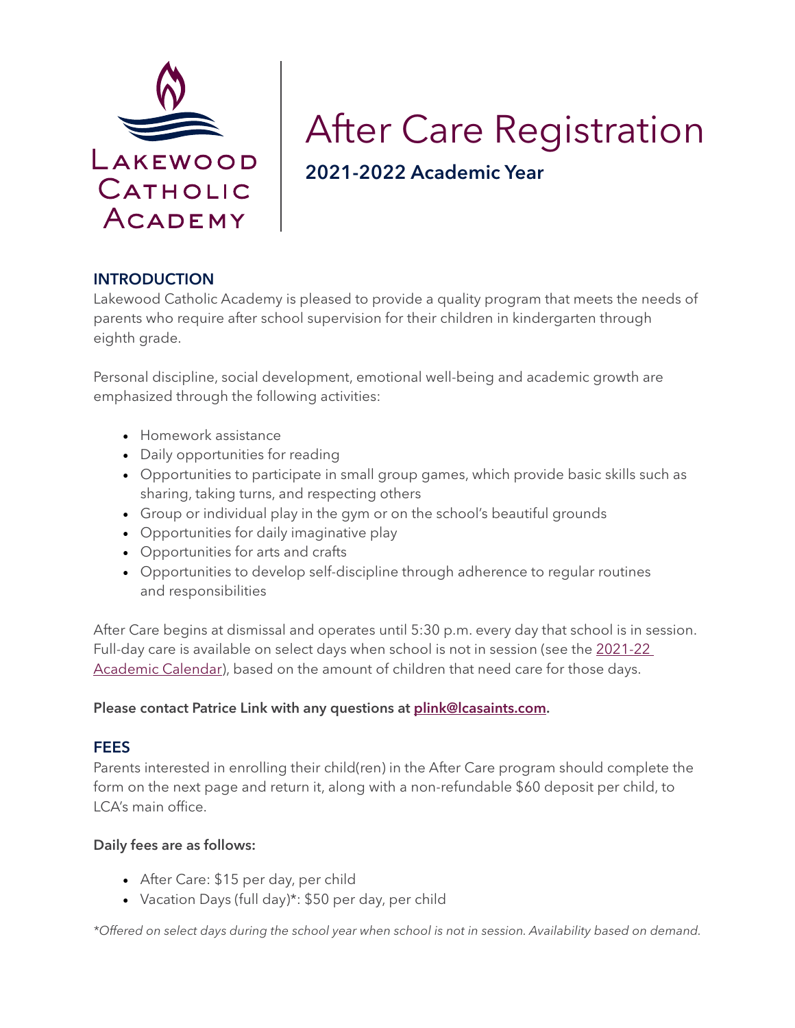Lakewood Catholic Academy

# After Care Registration

## 2021-2022 Academic Year

### INTRODUCTION

Lakewood Catholic Academy is pleased to provide a quality program that meets the needs of parents who require after school supervision for their children in kindergarten through eighth grade.

Personal discipline, social development, emotional well-being and academic growth are emphasized through the following activities:

- Homework assistance
- Daily opportunities for reading
- Opportunities to participate in small group games, which provide basic skills such as sharing, taking turns, and respecting others
- Group or individual play in the gym or on the school's beautiful grounds
- Opportunities for daily imaginative play
- Opportunities for arts and crafts
- Opportunities to develop self-discipline through adherence to regular routines and responsibilities

After Care begins at dismissal and operates until 5:30 p.m. every day that school is in session. Full-day care is available on select days when school is not in session (see the 2021-22 Academic Calendar), based on the amount of children that need care for those days.

**Please contact Patrice Link with any questions at plink@lcasaints.com.**

### FEES

Parents interested in enrolling their child(ren) in the After Care program should complete the form on the next page and return it, along with a non-refundable $60 deposit per child, to LCA's main office.

**Daily fees are as follows:**

- After Care: $15 per day, per child
- Vacation Days (full day)*: $50 per day, per child

*\*Offered on select days during the school year when school is not in session. Availability based on demand.*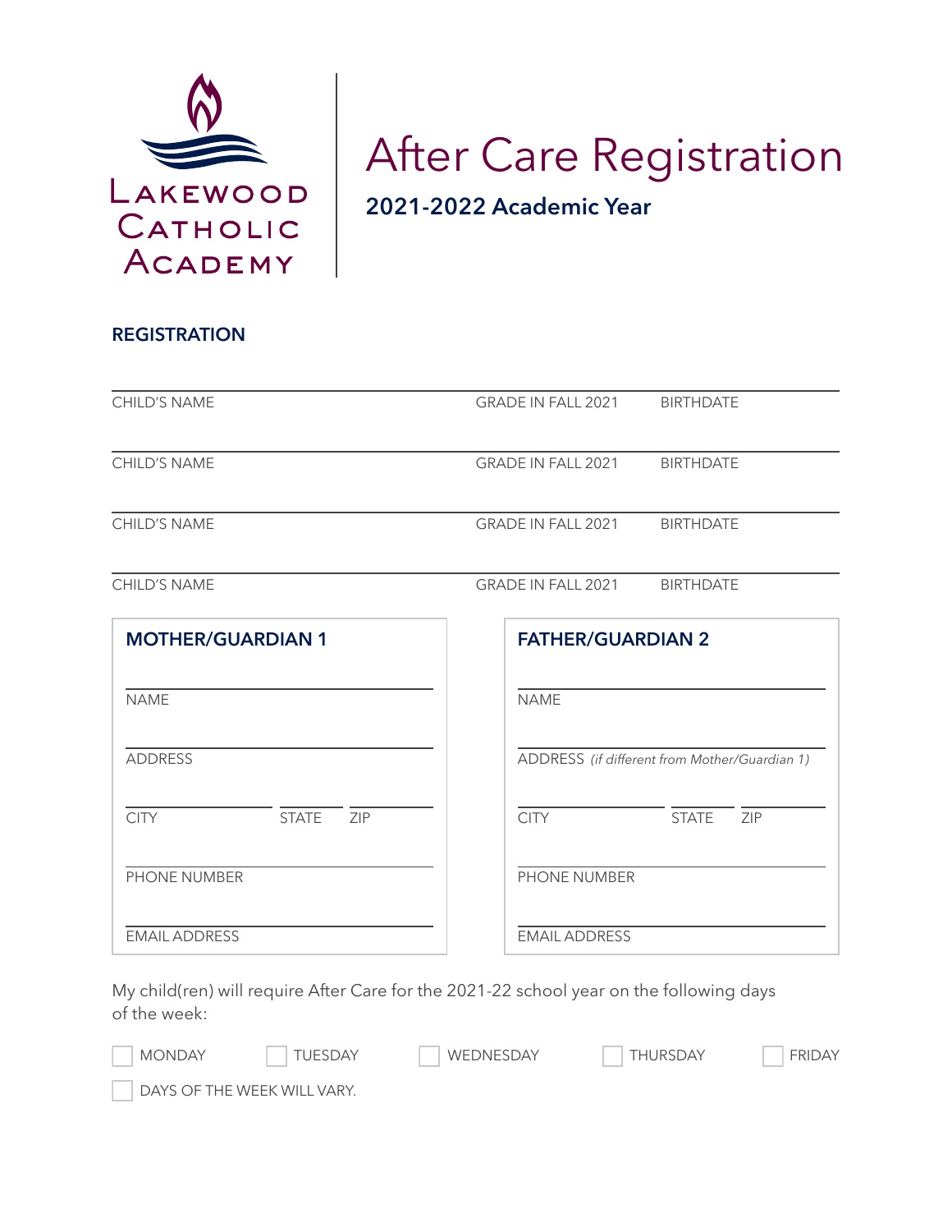Lakewood Catholic Academy

# After Care Registration

**2021-2022 Academic Year**

## REGISTRATION

CHILD'S NAME ________________ GRADE IN FALL 2021 ________ BIRTHDATE ________

CHILD'S NAME ________________ GRADE IN FALL 2021 ________ BIRTHDATE ________

CHILD'S NAME ________________ GRADE IN FALL 2021 ________ BIRTHDATE ________

CHILD'S NAME ________________ GRADE IN FALL 2021 ________ BIRTHDATE ________

### MOTHER/GUARDIAN 1

NAME

ADDRESS

CITY STATE ZIP

PHONE NUMBER

EMAIL ADDRESS

### FATHER/GUARDIAN 2

NAME

ADDRESS *(if different from Mother/Guardian 1)*

CITY STATE ZIP

PHONE NUMBER

EMAIL ADDRESS

My child(ren) will require After Care for the 2021-22 school year on the following days of the week:

☐ MONDAY ☐ TUESDAY ☐ WEDNESDAY ☐ THURSDAY ☐ FRIDAY

☐ DAYS OF THE WEEK WILL VARY.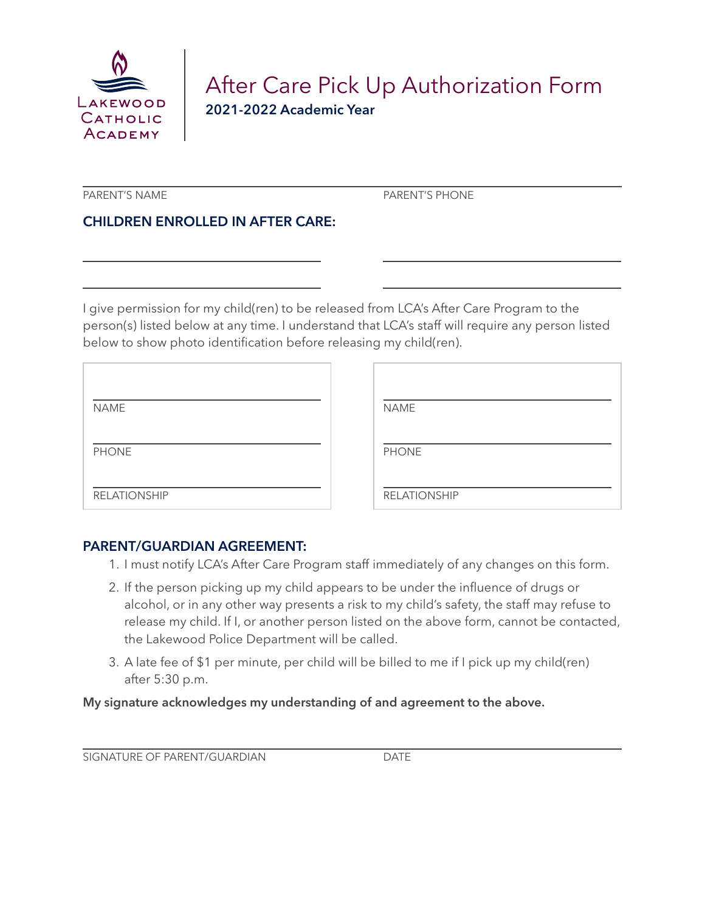Lakewood Catholic Academy

# After Care Pick Up Authorization Form

**2021-2022 Academic Year**

PARENT'S NAME _______________ PARENT'S PHONE _______________

## CHILDREN ENROLLED IN AFTER CARE:

_______________ _______________

_______________ _______________

I give permission for my child(ren) to be released from LCA's After Care Program to the person(s) listed below at any time. I understand that LCA's staff will require any person listed below to show photo identification before releasing my child(ren).

| | |
|---|---|
| NAME | NAME |
| PHONE | PHONE |
| RELATIONSHIP | RELATIONSHIP |

## PARENT/GUARDIAN AGREEMENT:

1. I must notify LCA's After Care Program staff immediately of any changes on this form.
2. If the person picking up my child appears to be under the influence of drugs or alcohol, or in any other way presents a risk to my child's safety, the staff may refuse to release my child. If I, or another person listed on the above form, cannot be contacted, the Lakewood Police Department will be called.
3. A late fee of $1 per minute, per child will be billed to me if I pick up my child(ren) after 5:30 p.m.

**My signature acknowledges my understanding of and agreement to the above.**

SIGNATURE OF PARENT/GUARDIAN _______________ DATE _______________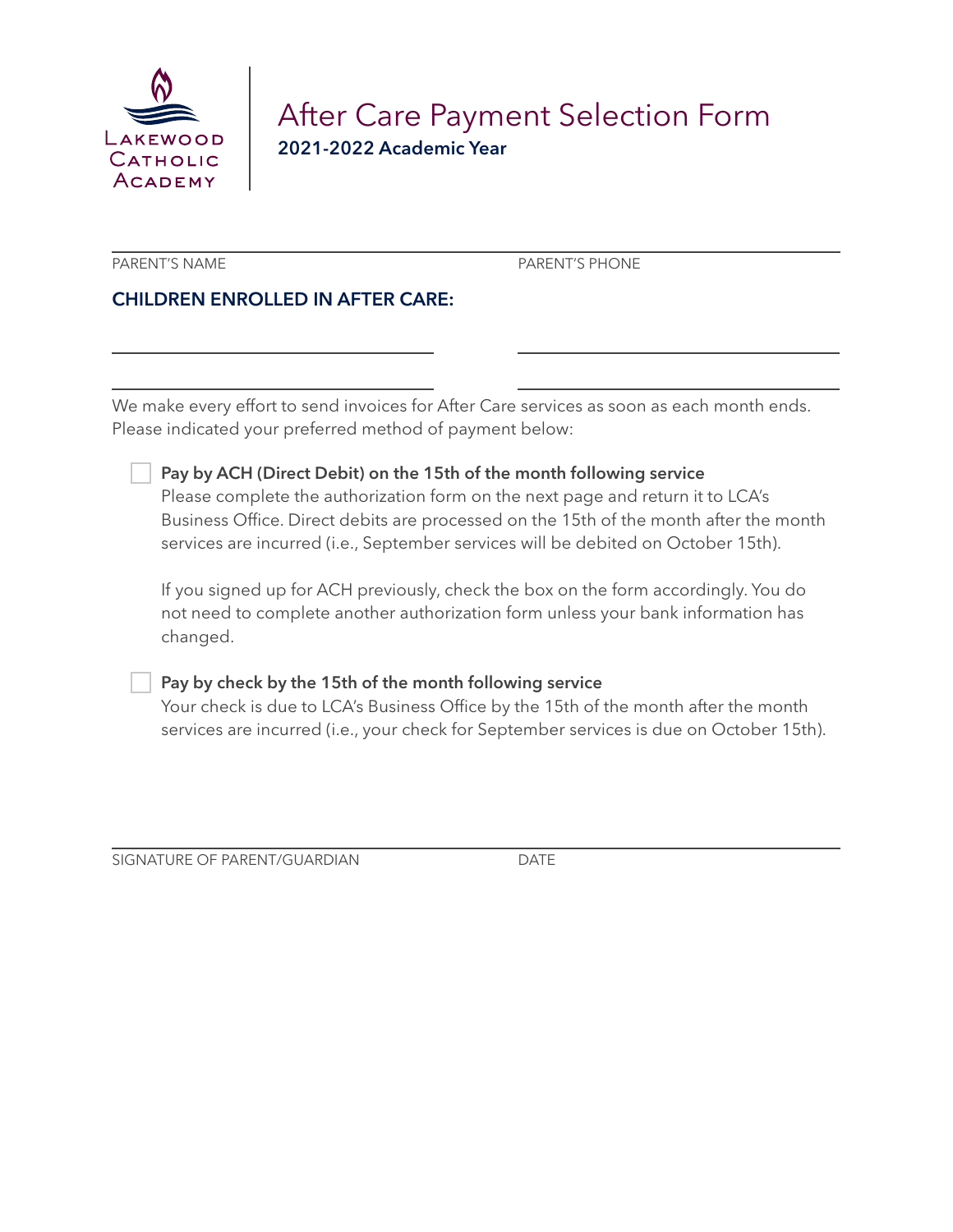Lakewood Catholic Academy

# After Care Payment Selection Form

**2021-2022 Academic Year**

PARENT'S NAME ______________________ PARENT'S PHONE ______________________

**CHILDREN ENROLLED IN AFTER CARE:**

______________________ ______________________

______________________ ______________________

We make every effort to send invoices for After Care services as soon as each month ends. Please indicated your preferred method of payment below:

- [ ] **Pay by ACH (Direct Debit) on the 15th of the month following service**
  Please complete the authorization form on the next page and return it to LCA's Business Office. Direct debits are processed on the 15th of the month after the month services are incurred (i.e., September services will be debited on October 15th).

  If you signed up for ACH previously, check the box on the form accordingly. You do not need to complete another authorization form unless your bank information has changed.

- [ ] **Pay by check by the 15th of the month following service**
  Your check is due to LCA's Business Office by the 15th of the month after the month services are incurred (i.e., your check for September services is due on October 15th).

SIGNATURE OF PARENT/GUARDIAN ______________________ DATE ______________________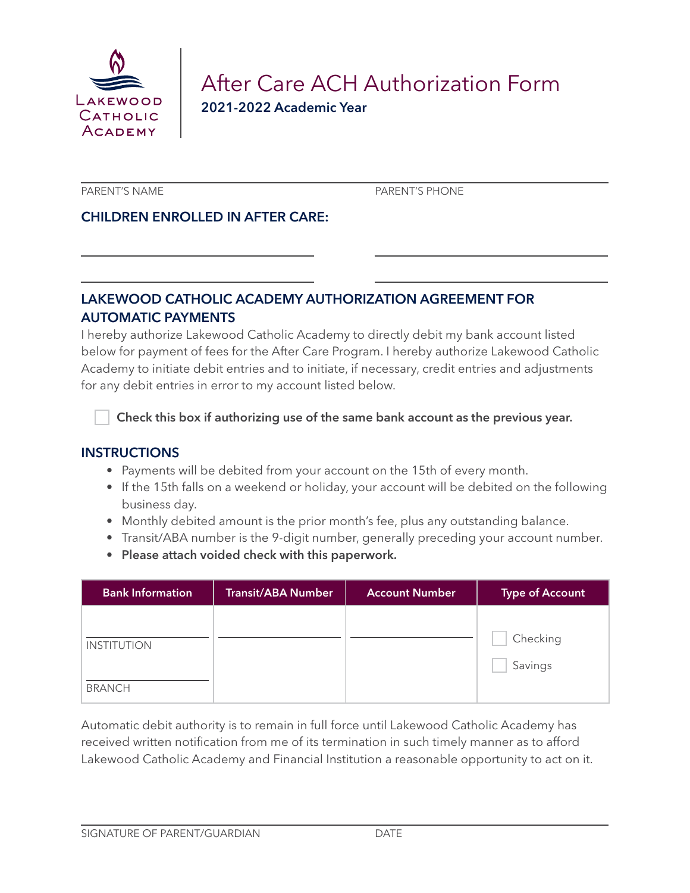Lakewood Catholic Academy

# After Care ACH Authorization Form

**2021-2022 Academic Year**

PARENT'S NAME ______________________ PARENT'S PHONE ______________________

## CHILDREN ENROLLED IN AFTER CARE:

______________________ ______________________

______________________ ______________________

## LAKEWOOD CATHOLIC ACADEMY AUTHORIZATION AGREEMENT FOR AUTOMATIC PAYMENTS

I hereby authorize Lakewood Catholic Academy to directly debit my bank account listed below for payment of fees for the After Care Program. I hereby authorize Lakewood Catholic Academy to initiate debit entries and to initiate, if necessary, credit entries and adjustments for any debit entries in error to my account listed below.

☐ **Check this box if authorizing use of the same bank account as the previous year.**

## INSTRUCTIONS

- Payments will be debited from your account on the 15th of every month.
- If the 15th falls on a weekend or holiday, your account will be debited on the following business day.
- Monthly debited amount is the prior month's fee, plus any outstanding balance.
- Transit/ABA number is the 9-digit number, generally preceding your account number.
- **Please attach voided check with this paperwork.**

| Bank Information | Transit/ABA Number | Account Number | Type of Account |
|---|---|---|---|
| ______________ INSTITUTION ______________ BRANCH | ______________ | ______________ | ☐ Checking ☐ Savings |

Automatic debit authority is to remain in full force until Lakewood Catholic Academy has received written notification from me of its termination in such timely manner as to afford Lakewood Catholic Academy and Financial Institution a reasonable opportunity to act on it.

SIGNATURE OF PARENT/GUARDIAN ______________________ DATE ______________________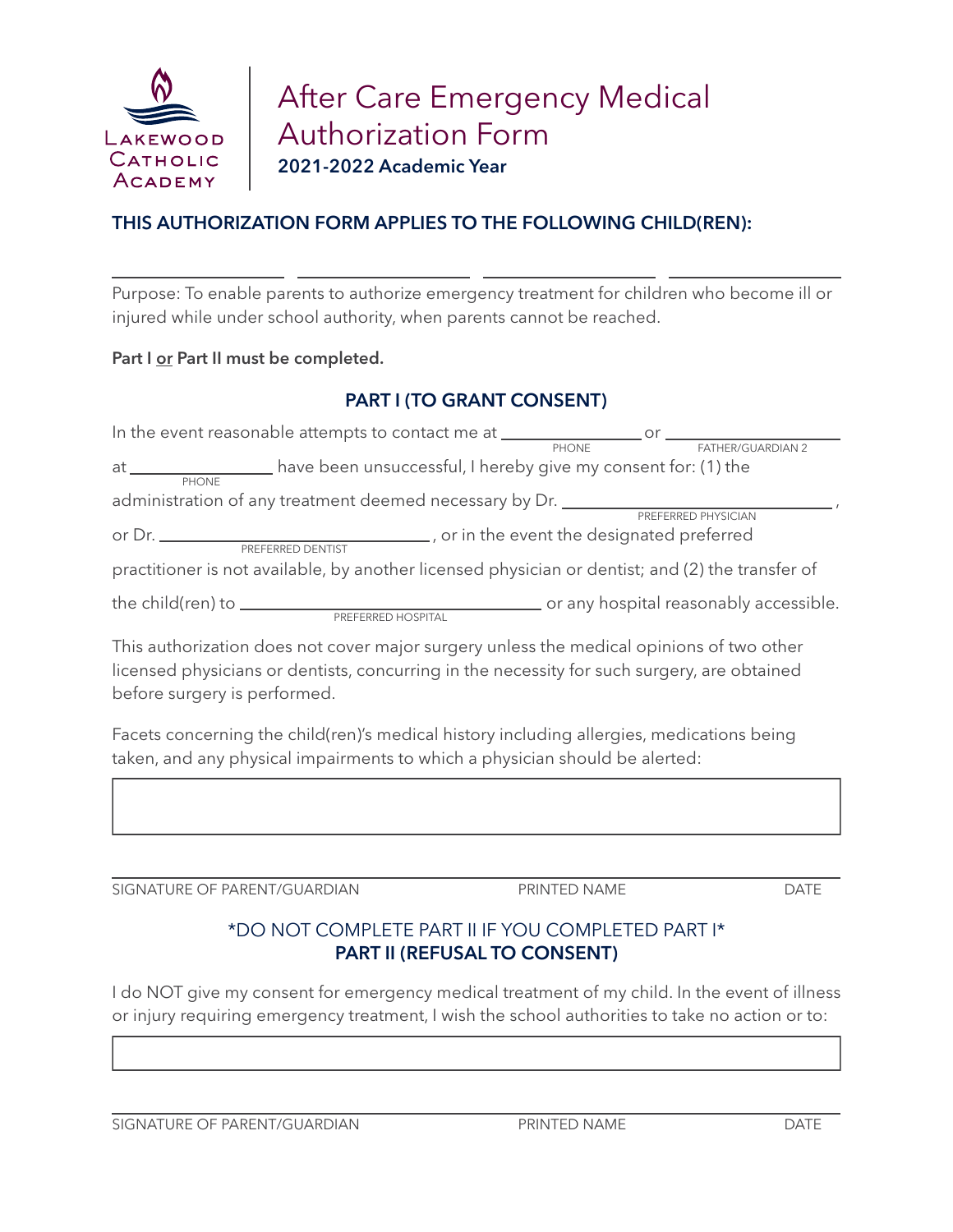Lakewood Catholic Academy

# After Care Emergency Medical Authorization Form

**2021-2022 Academic Year**

## THIS AUTHORIZATION FORM APPLIES TO THE FOLLOWING CHILD(REN):

\_\_\_\_\_\_\_\_\_\_\_\_\_\_\_\_\_\_\_\_ \_\_\_\_\_\_\_\_\_\_\_\_\_\_\_\_\_\_\_\_ \_\_\_\_\_\_\_\_\_\_\_\_\_\_\_\_\_\_\_\_ \_\_\_\_\_\_\_\_\_\_\_\_\_\_\_\_\_\_\_\_

Purpose: To enable parents to authorize emergency treatment for children who become ill or injured while under school authority, when parents cannot be reached.

**Part I <u>or</u> Part II must be completed.**

### PART I (TO GRANT CONSENT)

In the event reasonable attempts to contact me at \_\_\_\_\_\_\_\_\_\_\_\_\_\_\_\_ (PHONE) or \_\_\_\_\_\_\_\_\_\_\_\_\_\_\_\_\_\_\_\_ (FATHER/GUARDIAN 2) at \_\_\_\_\_\_\_\_\_\_\_\_\_\_\_\_ (PHONE) have been unsuccessful, I hereby give my consent for: (1) the administration of any treatment deemed necessary by Dr. \_\_\_\_\_\_\_\_\_\_\_\_\_\_\_\_\_\_\_\_\_\_\_\_\_\_\_\_\_\_ (PREFERRED PHYSICIAN), or Dr. \_\_\_\_\_\_\_\_\_\_\_\_\_\_\_\_\_\_\_\_\_\_\_\_\_\_\_\_\_\_ (PREFERRED DENTIST), or in the event the designated preferred practitioner is not available, by another licensed physician or dentist; and (2) the transfer of the child(ren) to \_\_\_\_\_\_\_\_\_\_\_\_\_\_\_\_\_\_\_\_\_\_\_\_\_\_\_\_\_\_ (PREFERRED HOSPITAL) or any hospital reasonably accessible.

This authorization does not cover major surgery unless the medical opinions of two other licensed physicians or dentists, concurring in the necessity for such surgery, are obtained before surgery is performed.

Facets concerning the child(ren)'s medical history including allergies, medications being taken, and any physical impairments to which a physician should be alerted:

| |
|---|
| |

\_\_\_\_\_\_\_\_\_\_\_\_\_\_\_\_\_\_\_\_\_\_\_\_\_\_\_\_\_\_\_\_\_\_\_\_\_\_\_\_\_\_\_\_\_\_\_\_\_\_\_\_\_\_\_\_\_\_\_\_\_\_\_\_

SIGNATURE OF PARENT/GUARDIAN PRINTED NAME DATE

*DO NOT COMPLETE PART II IF YOU COMPLETED PART I*

### PART II (REFUSAL TO CONSENT)

I do NOT give my consent for emergency medical treatment of my child. In the event of illness or injury requiring emergency treatment, I wish the school authorities to take no action or to:

| |
|---|
| |

\_\_\_\_\_\_\_\_\_\_\_\_\_\_\_\_\_\_\_\_\_\_\_\_\_\_\_\_\_\_\_\_\_\_\_\_\_\_\_\_\_\_\_\_\_\_\_\_\_\_\_\_\_\_\_\_\_\_\_\_\_\_\_\_

SIGNATURE OF PARENT/GUARDIAN PRINTED NAME DATE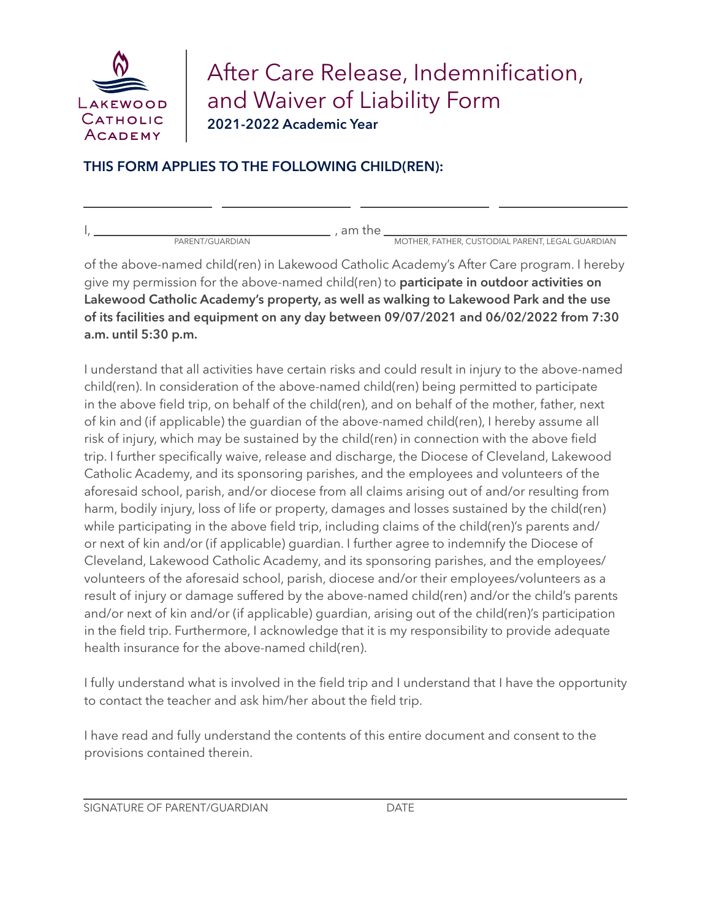Lakewood Catholic Academy

# After Care Release, Indemnification, and Waiver of Liability Form

**2021-2022 Academic Year**

## THIS FORM APPLIES TO THE FOLLOWING CHILD(REN):

\_\_\_\_\_\_\_\_\_\_\_\_\_\_\_\_\_\_\_\_ \_\_\_\_\_\_\_\_\_\_\_\_\_\_\_\_\_\_\_\_ \_\_\_\_\_\_\_\_\_\_\_\_\_\_\_\_\_\_\_\_ \_\_\_\_\_\_\_\_\_\_\_\_\_\_\_\_\_\_\_\_

I, \_\_\_\_\_\_\_\_\_\_\_\_\_\_\_\_\_\_\_\_\_\_\_\_\_\_\_\_\_\_\_\_\_\_\_ , am the \_\_\_\_\_\_\_\_\_\_\_\_\_\_\_\_\_\_\_\_\_\_\_\_\_\_\_\_\_\_\_\_\_\_\_\_\_\_\_\_\_\_
PARENT/GUARDIAN MOTHER, FATHER, CUSTODIAL PARENT, LEGAL GUARDIAN

of the above-named child(ren) in Lakewood Catholic Academy's After Care program. I hereby give my permission for the above-named child(ren) to **participate in outdoor activities on Lakewood Catholic Academy's property, as well as walking to Lakewood Park and the use of its facilities and equipment on any day between 09/07/2021 and 06/02/2022 from 7:30 a.m. until 5:30 p.m.**

I understand that all activities have certain risks and could result in injury to the above-named child(ren). In consideration of the above-named child(ren) being permitted to participate in the above field trip, on behalf of the child(ren), and on behalf of the mother, father, next of kin and (if applicable) the guardian of the above-named child(ren), I hereby assume all risk of injury, which may be sustained by the child(ren) in connection with the above field trip. I further specifically waive, release and discharge, the Diocese of Cleveland, Lakewood Catholic Academy, and its sponsoring parishes, and the employees and volunteers of the aforesaid school, parish, and/or diocese from all claims arising out of and/or resulting from harm, bodily injury, loss of life or property, damages and losses sustained by the child(ren) while participating in the above field trip, including claims of the child(ren)'s parents and/or next of kin and/or (if applicable) guardian. I further agree to indemnify the Diocese of Cleveland, Lakewood Catholic Academy, and its sponsoring parishes, and the employees/volunteers of the aforesaid school, parish, diocese and/or their employees/volunteers as a result of injury or damage suffered by the above-named child(ren) and/or the child's parents and/or next of kin and/or (if applicable) guardian, arising out of the child(ren)'s participation in the field trip. Furthermore, I acknowledge that it is my responsibility to provide adequate health insurance for the above-named child(ren).

I fully understand what is involved in the field trip and I understand that I have the opportunity to contact the teacher and ask him/her about the field trip.

I have read and fully understand the contents of this entire document and consent to the provisions contained therein.

\_\_\_\_\_\_\_\_\_\_\_\_\_\_\_\_\_\_\_\_\_\_\_\_\_\_\_\_\_\_\_\_\_\_\_\_\_\_\_\_\_\_\_\_\_\_\_\_\_\_\_\_\_\_\_\_\_\_\_\_\_\_\_\_\_\_\_\_\_\_\_\_\_\_\_\_
SIGNATURE OF PARENT/GUARDIAN DATE